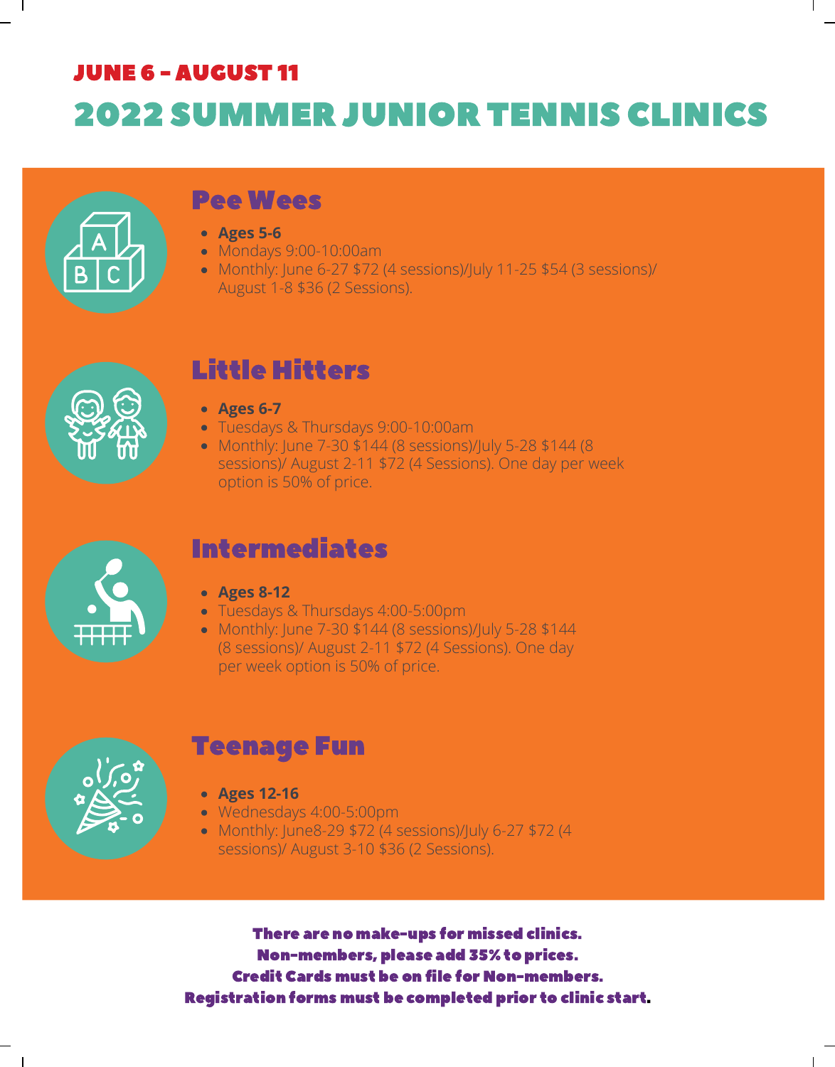## JUNE 6 - AUGUST 11

# 2022 SUMMER JUNIOR TENNIS CLINICS

## Pee Wees

- **Ages 5-6**
- Mondays 9:00-10:00am
- Monthly: June 6-27 $72 (4 sessions)/July 11-25 $54 (3 sessions)/ August 1-8 $36 (2 Sessions).

## Little Hitters

- **Ages 6-7**
- Tuesdays & Thursdays 9:00-10:00am
- Monthly: June 7-30 $144 (8 sessions)/July 5-28 $144 (8 sessions)/ August 2-11 $72 (4 Sessions). One day per week option is 50% of price.

## Intermediates

- **Ages 8-12**
- Tuesdays & Thursdays 4:00-5:00pm
- Monthly: June 7-30 $144 (8 sessions)/July 5-28 $144 (8 sessions)/ August 2-11 $72 (4 Sessions). One day per week option is 50% of price.

## Teenage Fun

- **Ages 12-16**
- Wednesdays 4:00-5:00pm
- Monthly: June8-29 $72 (4 sessions)/July 6-27 $72 (4 sessions)/ August 3-10 $36 (2 Sessions).

**There are no make-ups for missed clinics.**
**Non-members, please add 35% to prices.**
**Credit Cards must be on file for Non-members.**
**Registration forms must be completed prior to clinic start.**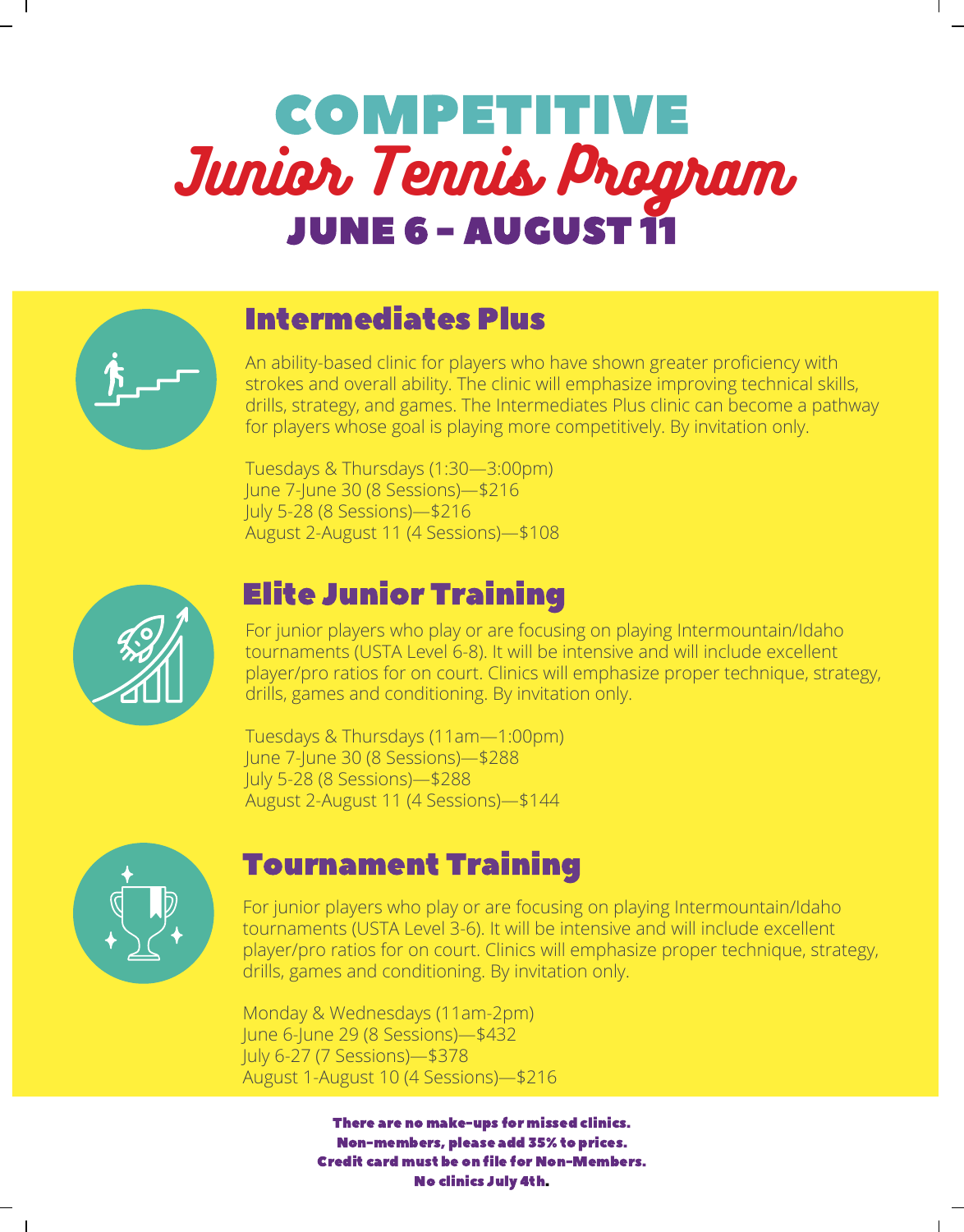# COMPETITIVE
# Junior Tennis Program
## JUNE 6 – AUGUST 11

## Intermediates Plus

An ability-based clinic for players who have shown greater proficiency with strokes and overall ability. The clinic will emphasize improving technical skills, drills, strategy, and games. The Intermediates Plus clinic can become a pathway for players whose goal is playing more competitively. By invitation only.

Tuesdays & Thursdays (1:30—3:00pm)
June 7-June 30 (8 Sessions)—$216
July 5-28 (8 Sessions)—$216
August 2-August 11 (4 Sessions)—$108

## Elite Junior Training

For junior players who play or are focusing on playing Intermountain/Idaho tournaments (USTA Level 6-8). It will be intensive and will include excellent player/pro ratios for on court. Clinics will emphasize proper technique, strategy, drills, games and conditioning. By invitation only.

Tuesdays & Thursdays (11am—1:00pm)
June 7-June 30 (8 Sessions)—$288
July 5-28 (8 Sessions)—$288
August 2-August 11 (4 Sessions)—$144

## Tournament Training

For junior players who play or are focusing on playing Intermountain/Idaho tournaments (USTA Level 3-6). It will be intensive and will include excellent player/pro ratios for on court. Clinics will emphasize proper technique, strategy, drills, games and conditioning. By invitation only.

Monday & Wednesdays (11am-2pm)
June 6-June 29 (8 Sessions)—$432
July 6-27 (7 Sessions)—$378
August 1-August 10 (4 Sessions)—$216

**There are no make-ups for missed clinics.**
**Non-members, please add 35% to prices.**
**Credit card must be on file for Non-Members.**
**No clinics July 4th.**